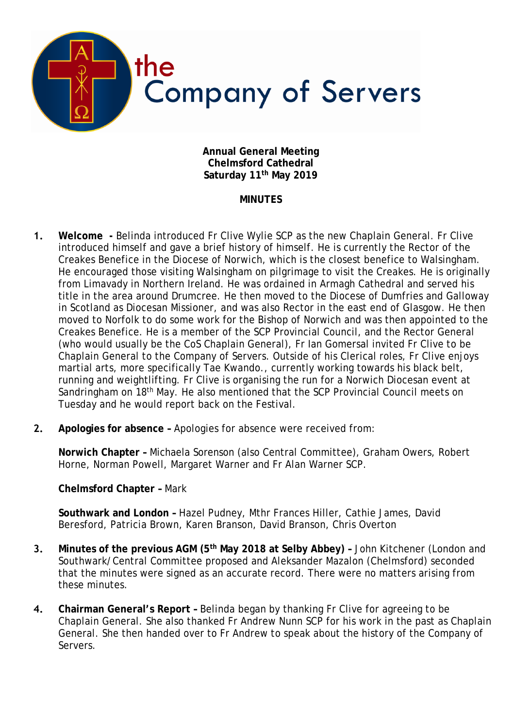the Company of Servers

**Annual General Meeting**
**Chelmsford Cathedral**
**Saturday 11th May 2019**

**MINUTES**

1. **Welcome** - Belinda introduced Fr Clive Wylie SCP as the new Chaplain General. Fr Clive introduced himself and gave a brief history of himself. He is currently the Rector of the Creakes Benefice in the Diocese of Norwich, which is the closest benefice to Walsingham. He encouraged those visiting Walsingham on pilgrimage to visit the Creakes. He is originally from Limavady in Northern Ireland. He was ordained in Armagh Cathedral and served his title in the area around Drumcree. He then moved to the Diocese of Dumfries and Galloway in Scotland as Diocesan Missioner, and was also Rector in the east end of Glasgow. He then moved to Norfolk to do some work for the Bishop of Norwich and was then appointed to the Creakes Benefice. He is a member of the SCP Provincial Council, and the Rector General (who would usually be the CoS Chaplain General), Fr Ian Gomersal invited Fr Clive to be Chaplain General to the Company of Servers. Outside of his Clerical roles, Fr Clive enjoys martial arts, more specifically Tae Kwando., currently working towards his black belt, running and weightlifting. Fr Clive is organising the run for a Norwich Diocesan event at Sandringham on 18th May. He also mentioned that the SCP Provincial Council meets on Tuesday and he would report back on the Festival.

2. **Apologies for absence –** Apologies for absence were received from:

   **Norwich Chapter –** Michaela Sorenson (also Central Committee), Graham Owers, Robert Horne, Norman Powell, Margaret Warner and Fr Alan Warner SCP.

   **Chelmsford Chapter –** Mark

   **Southwark and London –** Hazel Pudney, Mthr Frances Hiller, Cathie James, David Beresford, Patricia Brown, Karen Branson, David Branson, Chris Overton

3. **Minutes of the previous AGM (5th May 2018 at Selby Abbey) –** John Kitchener (London and Southwark/Central Committee proposed and Aleksander Mazalon (Chelmsford) seconded that the minutes were signed as an accurate record. There were no matters arising from these minutes.

4. **Chairman General's Report –** Belinda began by thanking Fr Clive for agreeing to be Chaplain General. She also thanked Fr Andrew Nunn SCP for his work in the past as Chaplain General. She then handed over to Fr Andrew to speak about the history of the Company of Servers.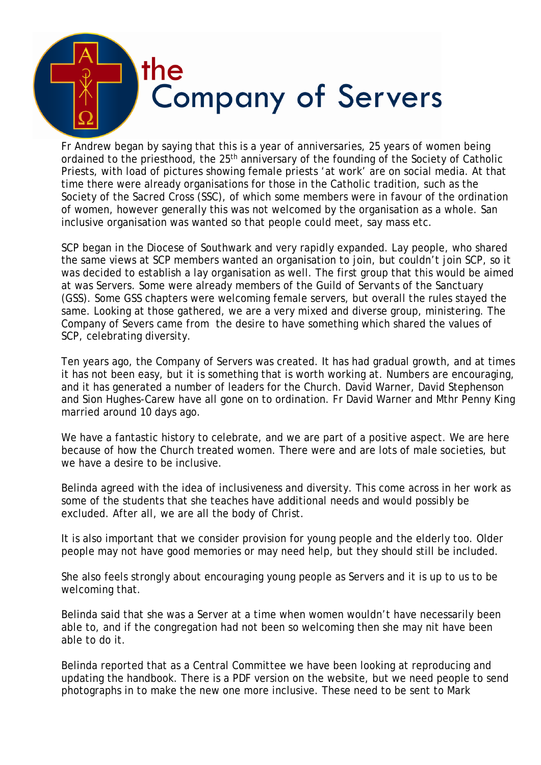# the Company of Servers

Fr Andrew began by saying that this is a year of anniversaries, 25 years of women being ordained to the priesthood, the 25th anniversary of the founding of the Society of Catholic Priests, with load of pictures showing female priests 'at work' are on social media. At that time there were already organisations for those in the Catholic tradition, such as the Society of the Sacred Cross (SSC), of which some members were in favour of the ordination of women, however generally this was not welcomed by the organisation as a whole. San inclusive organisation was wanted so that people could meet, say mass etc.

SCP began in the Diocese of Southwark and very rapidly expanded. Lay people, who shared the same views at SCP members wanted an organisation to join, but couldn't join SCP, so it was decided to establish a lay organisation as well. The first group that this would be aimed at was Servers. Some were already members of the Guild of Servants of the Sanctuary (GSS). Some GSS chapters were welcoming female servers, but overall the rules stayed the same. Looking at those gathered, we are a very mixed and diverse group, ministering. The Company of Severs came from the desire to have something which shared the values of SCP, celebrating diversity.

Ten years ago, the Company of Servers was created. It has had gradual growth, and at times it has not been easy, but it is something that is worth working at. Numbers are encouraging, and it has generated a number of leaders for the Church. David Warner, David Stephenson and Sion Hughes-Carew have all gone on to ordination. Fr David Warner and Mthr Penny King married around 10 days ago.

We have a fantastic history to celebrate, and we are part of a positive aspect. We are here because of how the Church treated women. There were and are lots of male societies, but we have a desire to be inclusive.

Belinda agreed with the idea of inclusiveness and diversity. This come across in her work as some of the students that she teaches have additional needs and would possibly be excluded. After all, we are all the body of Christ.

It is also important that we consider provision for young people and the elderly too. Older people may not have good memories or may need help, but they should still be included.

She also feels strongly about encouraging young people as Servers and it is up to us to be welcoming that.

Belinda said that she was a Server at a time when women wouldn't have necessarily been able to, and if the congregation had not been so welcoming then she may nit have been able to do it.

Belinda reported that as a Central Committee we have been looking at reproducing and updating the handbook. There is a PDF version on the website, but we need people to send photographs in to make the new one more inclusive. These need to be sent to Mark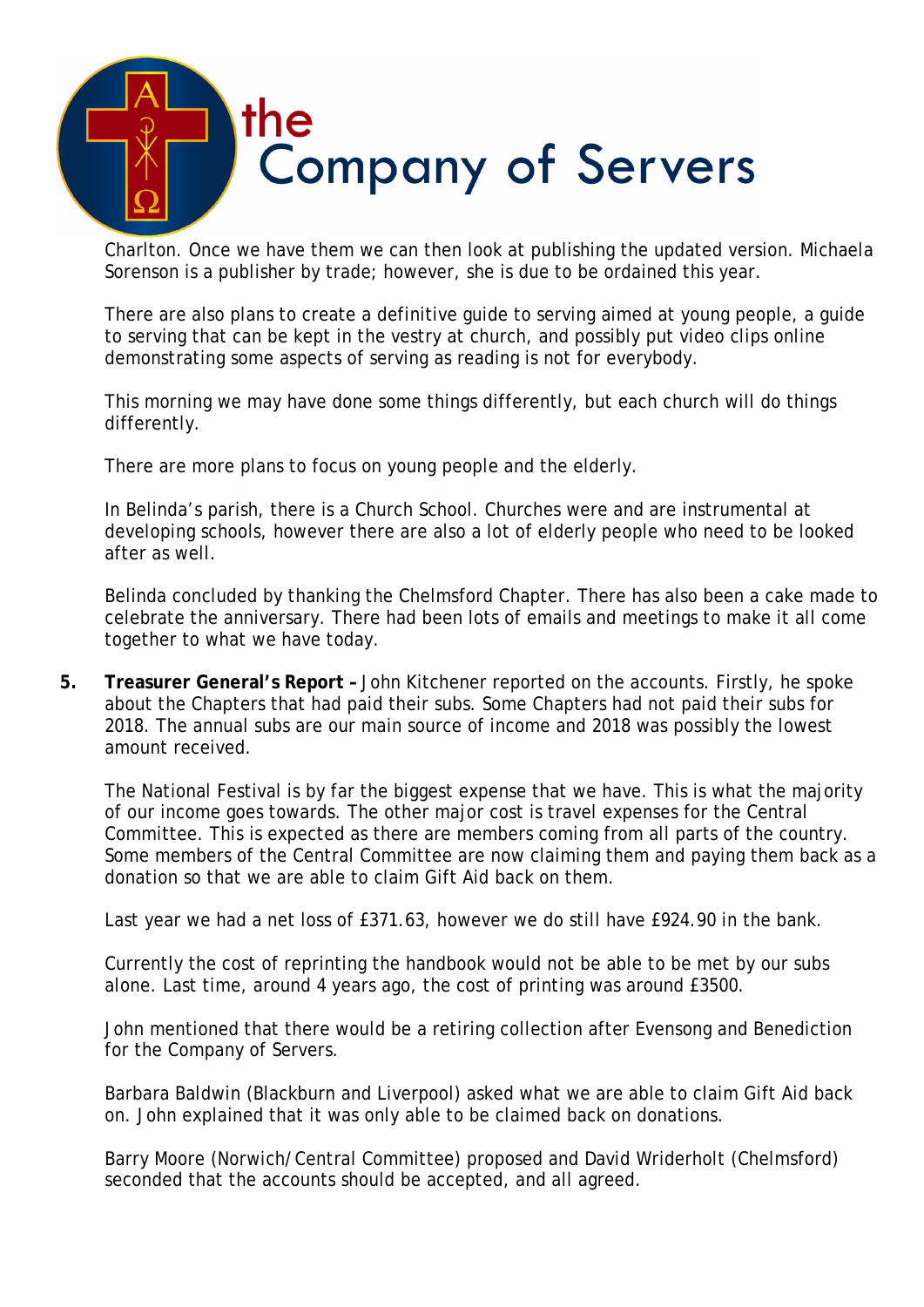Charlton. Once we have them we can then look at publishing the updated version. Michaela Sorenson is a publisher by trade; however, she is due to be ordained this year.

There are also plans to create a definitive guide to serving aimed at young people, a guide to serving that can be kept in the vestry at church, and possibly put video clips online demonstrating some aspects of serving as reading is not for everybody.

This morning we may have done some things differently, but each church will do things differently.

There are more plans to focus on young people and the elderly.

In Belinda's parish, there is a Church School. Churches were and are instrumental at developing schools, however there are also a lot of elderly people who need to be looked after as well.

Belinda concluded by thanking the Chelmsford Chapter. There has also been a cake made to celebrate the anniversary. There had been lots of emails and meetings to make it all come together to what we have today.

5. **Treasurer General's Report –** John Kitchener reported on the accounts. Firstly, he spoke about the Chapters that had paid their subs. Some Chapters had not paid their subs for 2018. The annual subs are our main source of income and 2018 was possibly the lowest amount received.

   The National Festival is by far the biggest expense that we have. This is what the majority of our income goes towards. The other major cost is travel expenses for the Central Committee. This is expected as there are members coming from all parts of the country. Some members of the Central Committee are now claiming them and paying them back as a donation so that we are able to claim Gift Aid back on them.

   Last year we had a net loss of £371.63, however we do still have £924.90 in the bank.

   Currently the cost of reprinting the handbook would not be able to be met by our subs alone. Last time, around 4 years ago, the cost of printing was around £3500.

   John mentioned that there would be a retiring collection after Evensong and Benediction for the Company of Servers.

   Barbara Baldwin (Blackburn and Liverpool) asked what we are able to claim Gift Aid back on. John explained that it was only able to be claimed back on donations.

   Barry Moore (Norwich/Central Committee) proposed and David Wriderholt (Chelmsford) seconded that the accounts should be accepted, and all agreed.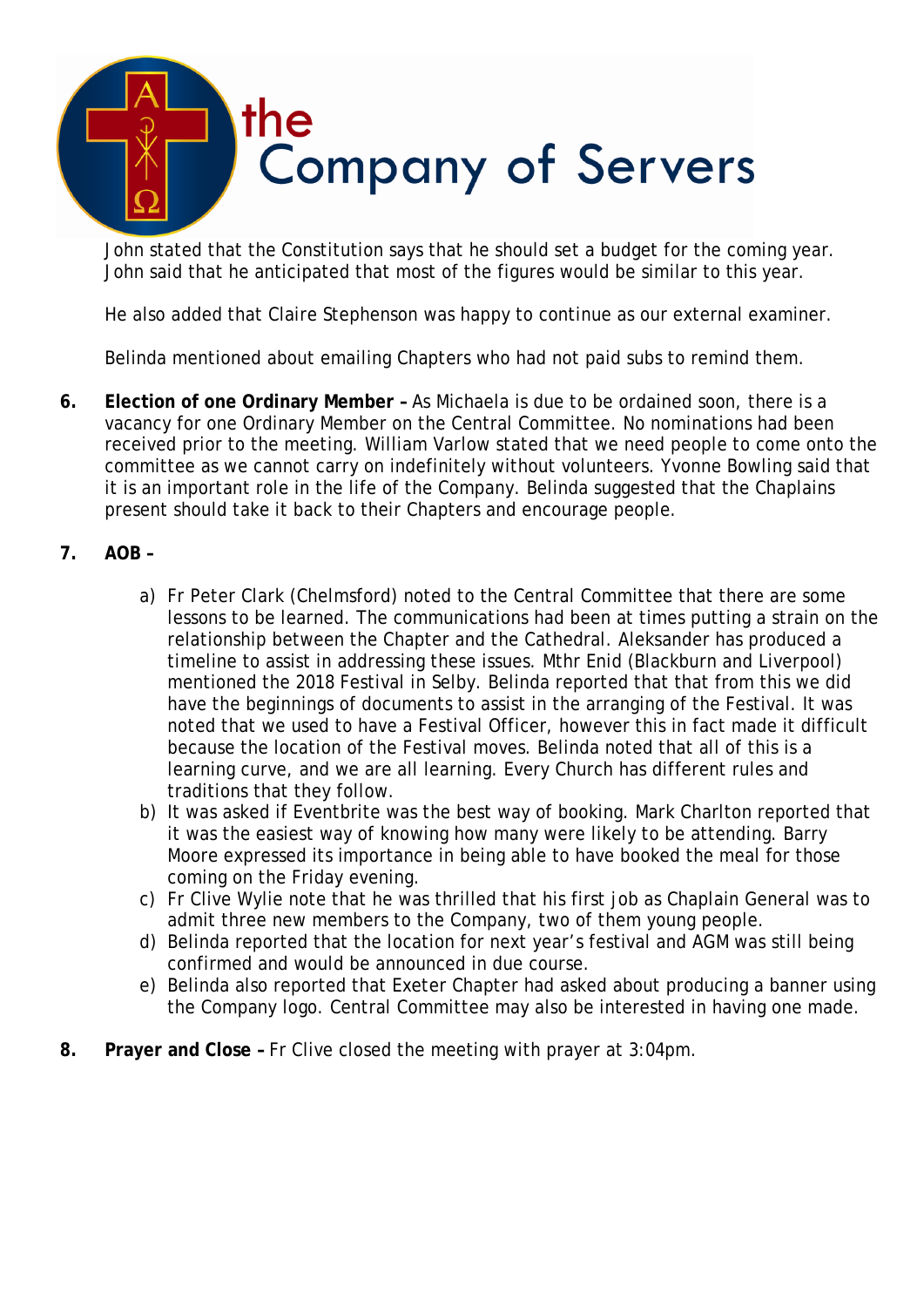John stated that the Constitution says that he should set a budget for the coming year. John said that he anticipated that most of the figures would be similar to this year.

He also added that Claire Stephenson was happy to continue as our external examiner.

Belinda mentioned about emailing Chapters who had not paid subs to remind them.

6. **Election of one Ordinary Member –** As Michaela is due to be ordained soon, there is a vacancy for one Ordinary Member on the Central Committee. No nominations had been received prior to the meeting. William Varlow stated that we need people to come onto the committee as we cannot carry on indefinitely without volunteers. Yvonne Bowling said that it is an important role in the life of the Company. Belinda suggested that the Chaplains present should take it back to their Chapters and encourage people.

7. **AOB –**

   a) Fr Peter Clark (Chelmsford) noted to the Central Committee that there are some lessons to be learned. The communications had been at times putting a strain on the relationship between the Chapter and the Cathedral. Aleksander has produced a timeline to assist in addressing these issues. Mthr Enid (Blackburn and Liverpool) mentioned the 2018 Festival in Selby. Belinda reported that that from this we did have the beginnings of documents to assist in the arranging of the Festival. It was noted that we used to have a Festival Officer, however this in fact made it difficult because the location of the Festival moves. Belinda noted that all of this is a learning curve, and we are all learning. Every Church has different rules and traditions that they follow.
   b) It was asked if Eventbrite was the best way of booking. Mark Charlton reported that it was the easiest way of knowing how many were likely to be attending. Barry Moore expressed its importance in being able to have booked the meal for those coming on the Friday evening.
   c) Fr Clive Wylie note that he was thrilled that his first job as Chaplain General was to admit three new members to the Company, two of them young people.
   d) Belinda reported that the location for next year's festival and AGM was still being confirmed and would be announced in due course.
   e) Belinda also reported that Exeter Chapter had asked about producing a banner using the Company logo. Central Committee may also be interested in having one made.

8. **Prayer and Close –** Fr Clive closed the meeting with prayer at 3:04pm.